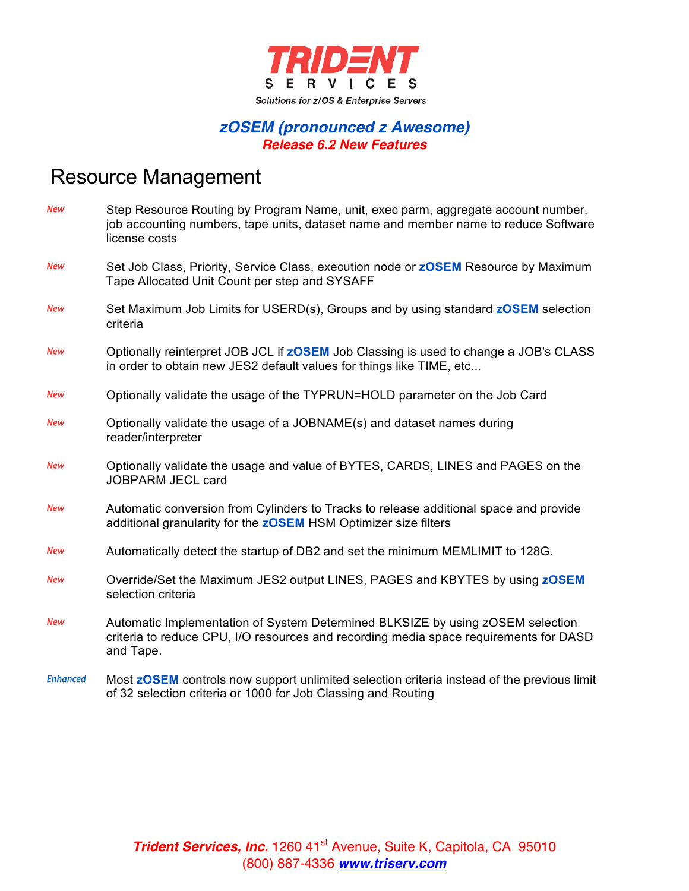**TRIDENT SERVICES**

*Solutions for z/OS & Enterprise Servers*

***zOSEM (pronounced z Awesome)***
***Release 6.2 New Features***

# Resource Management

*New* Step Resource Routing by Program Name, unit, exec parm, aggregate account number, job accounting numbers, tape units, dataset name and member name to reduce Software license costs

*New* Set Job Class, Priority, Service Class, execution node or **zOSEM** Resource by Maximum Tape Allocated Unit Count per step and SYSAFF

*New* Set Maximum Job Limits for USERD(s), Groups and by using standard **zOSEM** selection criteria

*New* Optionally reinterpret JOB JCL if **zOSEM** Job Classing is used to change a JOB's CLASS in order to obtain new JES2 default values for things like TIME, etc...

*New* Optionally validate the usage of the TYPRUN=HOLD parameter on the Job Card

*New* Optionally validate the usage of a JOBNAME(s) and dataset names during reader/interpreter

*New* Optionally validate the usage and value of BYTES, CARDS, LINES and PAGES on the JOBPARM JECL card

*New* Automatic conversion from Cylinders to Tracks to release additional space and provide additional granularity for the **zOSEM** HSM Optimizer size filters

*New* Automatically detect the startup of DB2 and set the minimum MEMLIMIT to 128G.

*New* Override/Set the Maximum JES2 output LINES, PAGES and KBYTES by using **zOSEM** selection criteria

*New* Automatic Implementation of System Determined BLKSIZE by using zOSEM selection criteria to reduce CPU, I/O resources and recording media space requirements for DASD and Tape.

*Enhanced* Most **zOSEM** controls now support unlimited selection criteria instead of the previous limit of 32 selection criteria or 1000 for Job Classing and Routing

***Trident Services, Inc.*** 1260 41st Avenue, Suite K, Capitola, CA 95010
(800) 887-4336 ***www.triserv.com***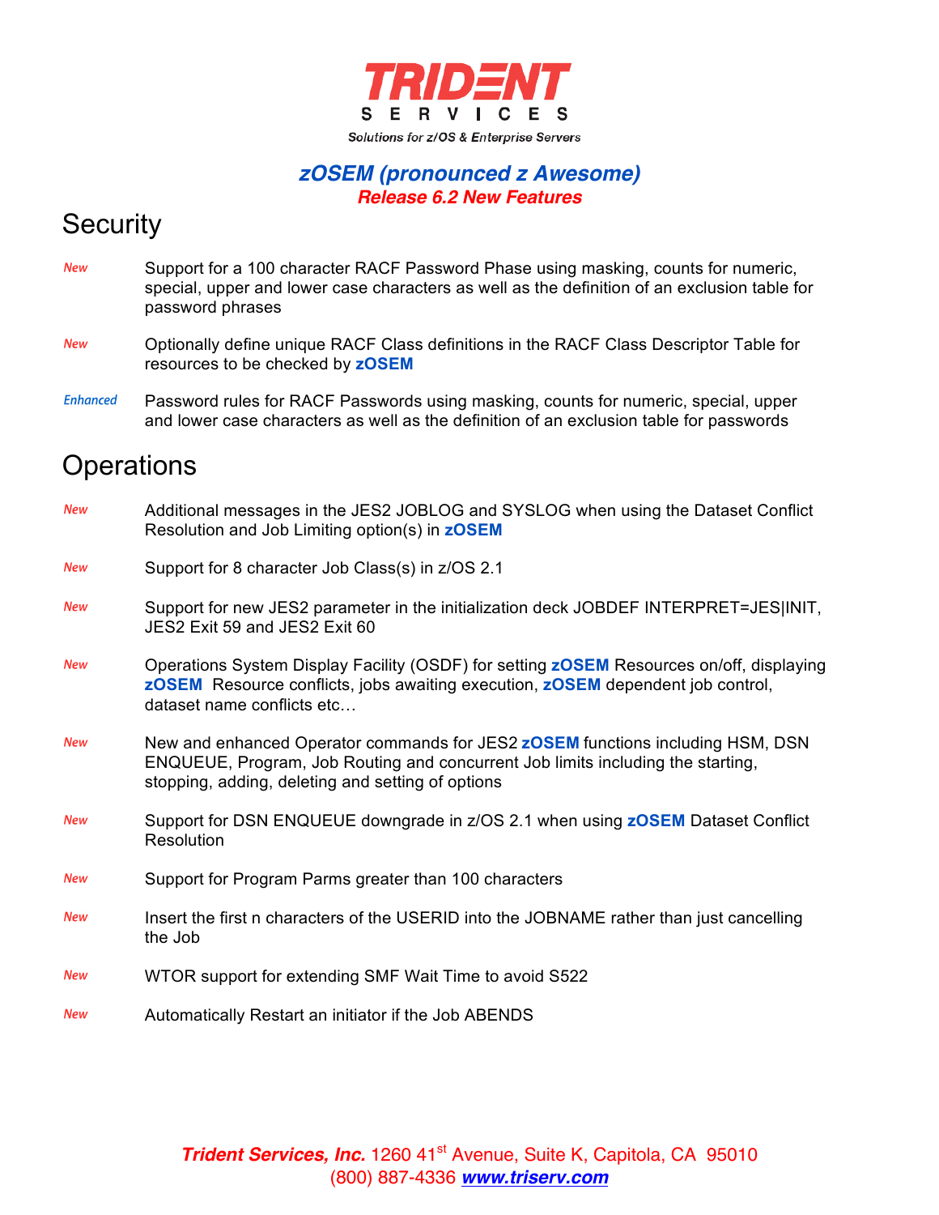# TRIDENT SERVICES

Solutions for z/OS & Enterprise Servers

***zOSEM (pronounced z Awesome)***

***Release 6.2 New Features***

## Security

| | |
|---|---|
| *New* | Support for a 100 character RACF Password Phase using masking, counts for numeric, special, upper and lower case characters as well as the definition of an exclusion table for password phrases |
| *New* | Optionally define unique RACF Class definitions in the RACF Class Descriptor Table for resources to be checked by **zOSEM** |
| *Enhanced* | Password rules for RACF Passwords using masking, counts for numeric, special, upper and lower case characters as well as the definition of an exclusion table for passwords |

## Operations

| | |
|---|---|
| *New* | Additional messages in the JES2 JOBLOG and SYSLOG when using the Dataset Conflict Resolution and Job Limiting option(s) in **zOSEM** |
| *New* | Support for 8 character Job Class(s) in z/OS 2.1 |
| *New* | Support for new JES2 parameter in the initialization deck JOBDEF INTERPRET=JES\|INIT, JES2 Exit 59 and JES2 Exit 60 |
| *New* | Operations System Display Facility (OSDF) for setting **zOSEM** Resources on/off, displaying **zOSEM** Resource conflicts, jobs awaiting execution, **zOSEM** dependent job control, dataset name conflicts etc… |
| *New* | New and enhanced Operator commands for JES2 **zOSEM** functions including HSM, DSN ENQUEUE, Program, Job Routing and concurrent Job limits including the starting, stopping, adding, deleting and setting of options |
| *New* | Support for DSN ENQUEUE downgrade in z/OS 2.1 when using **zOSEM** Dataset Conflict Resolution |
| *New* | Support for Program Parms greater than 100 characters |
| *New* | Insert the first n characters of the USERID into the JOBNAME rather than just cancelling the Job |
| *New* | WTOR support for extending SMF Wait Time to avoid S522 |
| *New* | Automatically Restart an initiator if the Job ABENDS |

***Trident Services, Inc.*** 1260 41st Avenue, Suite K, Capitola, CA 95010
(800) 887-4336 ***www.triserv.com***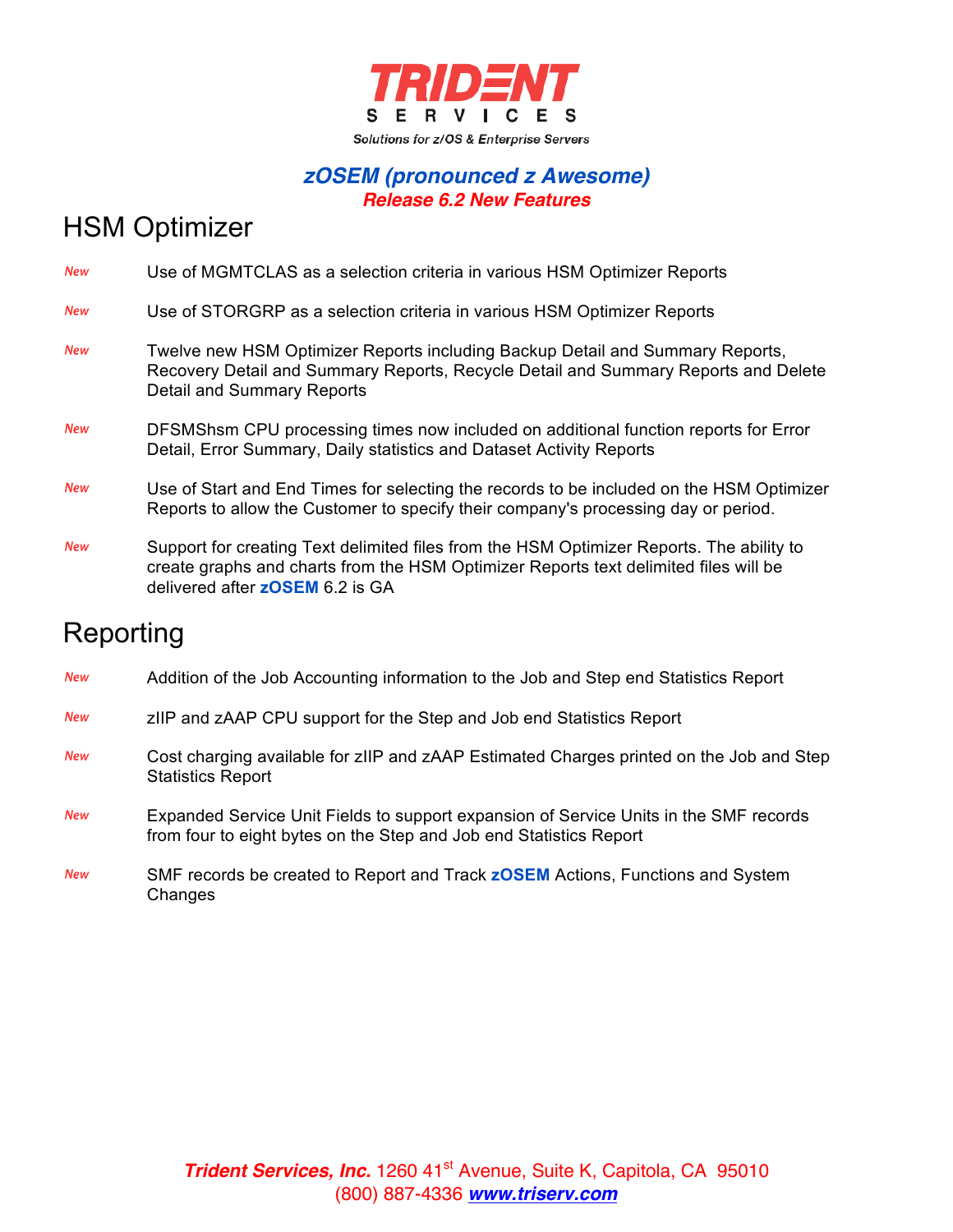**TRIDENT SERVICES**

*Solutions for z/OS & Enterprise Servers*

***zOSEM (pronounced z Awesome)***

***Release 6.2 New Features***

# HSM Optimizer

*New* Use of MGMTCLAS as a selection criteria in various HSM Optimizer Reports

*New* Use of STORGRP as a selection criteria in various HSM Optimizer Reports

*New* Twelve new HSM Optimizer Reports including Backup Detail and Summary Reports, Recovery Detail and Summary Reports, Recycle Detail and Summary Reports and Delete Detail and Summary Reports

*New* DFSMShsm CPU processing times now included on additional function reports for Error Detail, Error Summary, Daily statistics and Dataset Activity Reports

*New* Use of Start and End Times for selecting the records to be included on the HSM Optimizer Reports to allow the Customer to specify their company's processing day or period.

*New* Support for creating Text delimited files from the HSM Optimizer Reports. The ability to create graphs and charts from the HSM Optimizer Reports text delimited files will be delivered after **zOSEM** 6.2 is GA

# Reporting

*New* Addition of the Job Accounting information to the Job and Step end Statistics Report

*New* zIIP and zAAP CPU support for the Step and Job end Statistics Report

*New* Cost charging available for zIIP and zAAP Estimated Charges printed on the Job and Step Statistics Report

*New* Expanded Service Unit Fields to support expansion of Service Units in the SMF records from four to eight bytes on the Step and Job end Statistics Report

*New* SMF records be created to Report and Track **zOSEM** Actions, Functions and System Changes

***Trident Services, Inc.*** 1260 41st Avenue, Suite K, Capitola, CA 95010
(800) 887-4336 ***www.triserv.com***